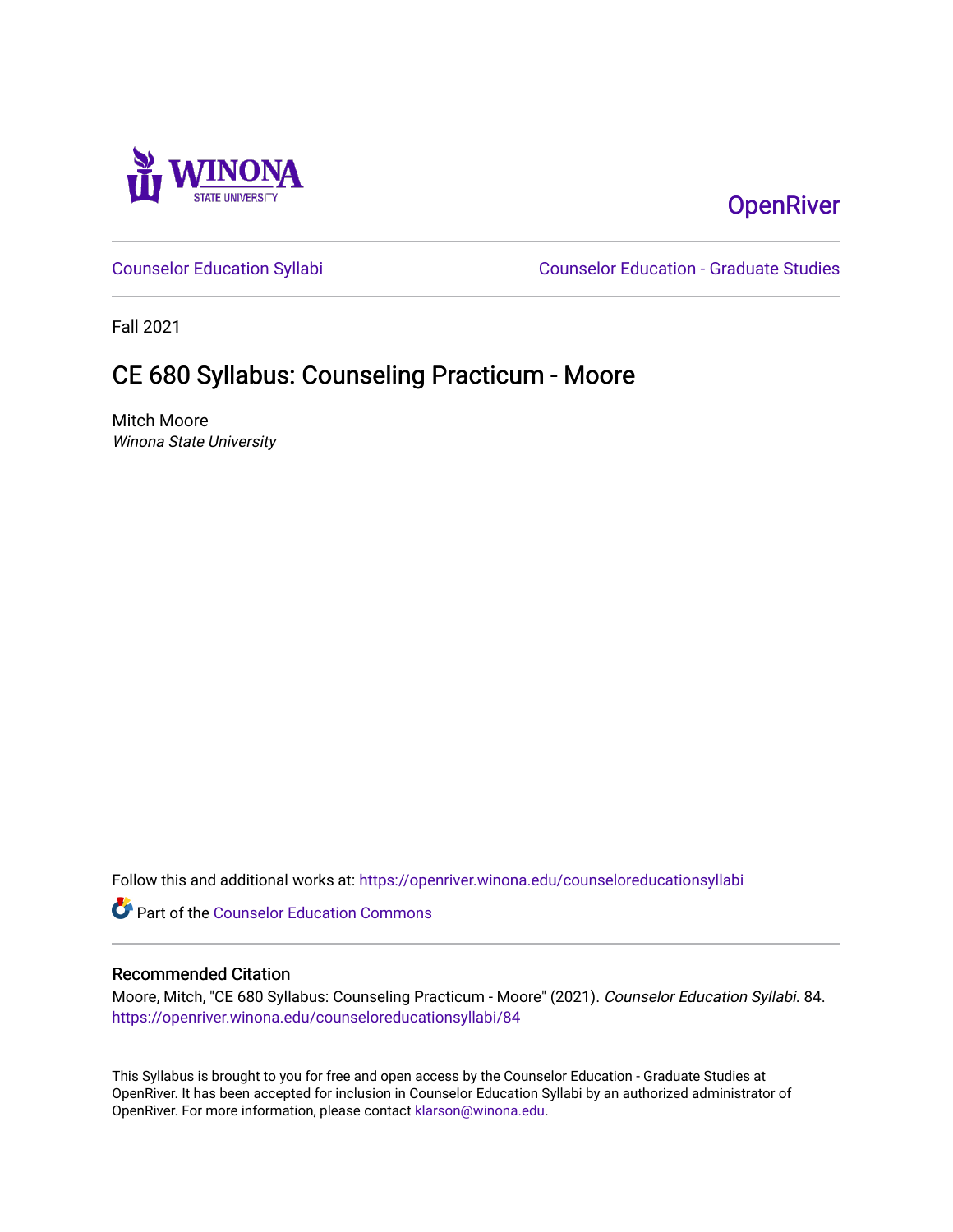Winona State University

OpenRiver

Counselor Education Syllabi

Counselor Education - Graduate Studies

Fall 2021

# CE 680 Syllabus: Counseling Practicum - Moore

Mitch Moore
*Winona State University*

Follow this and additional works at: https://openriver.winona.edu/counseloreducationsyllabi

Part of the Counselor Education Commons

## Recommended Citation

Moore, Mitch, "CE 680 Syllabus: Counseling Practicum - Moore" (2021). *Counselor Education Syllabi*. 84.
https://openriver.winona.edu/counseloreducationsyllabi/84

This Syllabus is brought to you for free and open access by the Counselor Education - Graduate Studies at OpenRiver. It has been accepted for inclusion in Counselor Education Syllabi by an authorized administrator of OpenRiver. For more information, please contact klarson@winona.edu.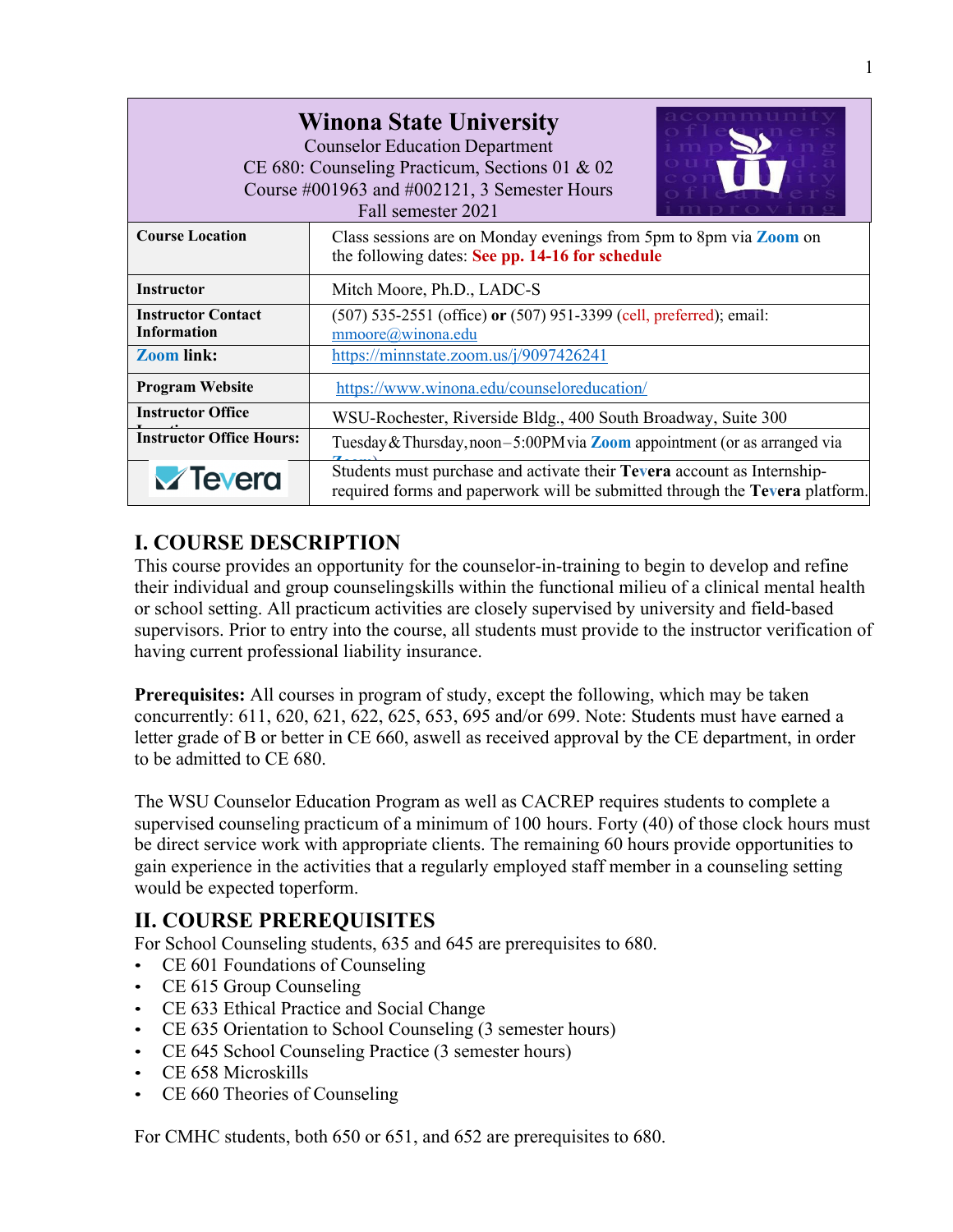# Winona State University

Counselor Education Department
CE 680: Counseling Practicum, Sections 01 & 02
Course #001963 and #002121, 3 Semester Hours
Fall semester 2021

| | |
|---|---|
| **Course Location** | Class sessions are on Monday evenings from 5pm to 8pm via **Zoom** on the following dates: **See pp. 14-16 for schedule** |
| **Instructor** | Mitch Moore, Ph.D., LADC-S |
| **Instructor Contact Information** | (507) 535-2551 (office) **or** (507) 951-3399 (cell, preferred); email: mmoore@winona.edu |
| **Zoom link:** | https://minnstate.zoom.us/j/9097426241 |
| **Program Website** | https://www.winona.edu/counseloreducation/ |
| **Instructor Office** | WSU-Rochester, Riverside Bldg., 400 South Broadway, Suite 300 |
| **Instructor Office Hours:** | Tuesday & Thursday, noon – 5:00PM via **Zoom** appointment (or as arranged via Zoom) |
| Tevera | Students must purchase and activate their **Tevera** account as Internship-required forms and paperwork will be submitted through the **Tevera** platform. |

## I. COURSE DESCRIPTION

This course provides an opportunity for the counselor-in-training to begin to develop and refine their individual and group counselingskills within the functional milieu of a clinical mental health or school setting. All practicum activities are closely supervised by university and field-based supervisors. Prior to entry into the course, all students must provide to the instructor verification of having current professional liability insurance.

**Prerequisites:** All courses in program of study, except the following, which may be taken concurrently: 611, 620, 621, 622, 625, 653, 695 and/or 699. Note: Students must have earned a letter grade of B or better in CE 660, aswell as received approval by the CE department, in order to be admitted to CE 680.

The WSU Counselor Education Program as well as CACREP requires students to complete a supervised counseling practicum of a minimum of 100 hours. Forty (40) of those clock hours must be direct service work with appropriate clients. The remaining 60 hours provide opportunities to gain experience in the activities that a regularly employed staff member in a counseling setting would be expected toperform.

## II. COURSE PREREQUISITES

For School Counseling students, 635 and 645 are prerequisites to 680.

- CE 601 Foundations of Counseling
- CE 615 Group Counseling
- CE 633 Ethical Practice and Social Change
- CE 635 Orientation to School Counseling (3 semester hours)
- CE 645 School Counseling Practice (3 semester hours)
- CE 658 Microskills
- CE 660 Theories of Counseling

For CMHC students, both 650 or 651, and 652 are prerequisites to 680.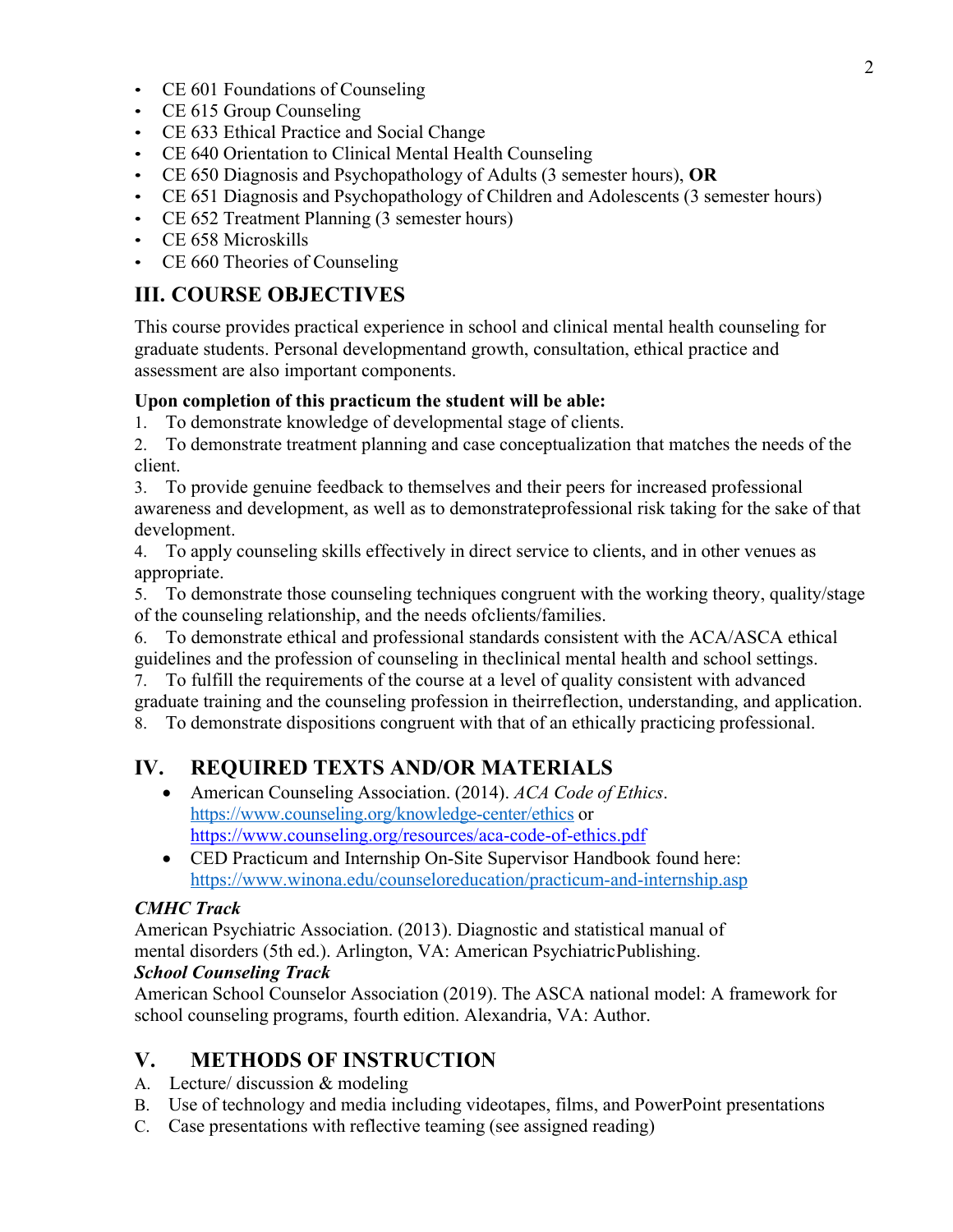- CE 601 Foundations of Counseling
- CE 615 Group Counseling
- CE 633 Ethical Practice and Social Change
- CE 640 Orientation to Clinical Mental Health Counseling
- CE 650 Diagnosis and Psychopathology of Adults (3 semester hours), **OR**
- CE 651 Diagnosis and Psychopathology of Children and Adolescents (3 semester hours)
- CE 652 Treatment Planning (3 semester hours)
- CE 658 Microskills
- CE 660 Theories of Counseling

## III. COURSE OBJECTIVES

This course provides practical experience in school and clinical mental health counseling for graduate students. Personal developmentand growth, consultation, ethical practice and assessment are also important components.

**Upon completion of this practicum the student will be able:**

1. To demonstrate knowledge of developmental stage of clients.
2. To demonstrate treatment planning and case conceptualization that matches the needs of the client.
3. To provide genuine feedback to themselves and their peers for increased professional awareness and development, as well as to demonstrateprofessional risk taking for the sake of that development.
4. To apply counseling skills effectively in direct service to clients, and in other venues as appropriate.
5. To demonstrate those counseling techniques congruent with the working theory, quality/stage of the counseling relationship, and the needs ofclients/families.
6. To demonstrate ethical and professional standards consistent with the ACA/ASCA ethical guidelines and the profession of counseling in theclinical mental health and school settings.
7. To fulfill the requirements of the course at a level of quality consistent with advanced graduate training and the counseling profession in theirreflection, understanding, and application.
8. To demonstrate dispositions congruent with that of an ethically practicing professional.

## IV. REQUIRED TEXTS AND/OR MATERIALS

- American Counseling Association. (2014). *ACA Code of Ethics*. https://www.counseling.org/knowledge-center/ethics or https://www.counseling.org/resources/aca-code-of-ethics.pdf
- CED Practicum and Internship On-Site Supervisor Handbook found here: https://www.winona.edu/counseloreducation/practicum-and-internship.asp

***CMHC Track***

American Psychiatric Association. (2013). Diagnostic and statistical manual of mental disorders (5th ed.). Arlington, VA: American PsychiatricPublishing.

***School Counseling Track***

American School Counselor Association (2019). The ASCA national model: A framework for school counseling programs, fourth edition. Alexandria, VA: Author.

## V. METHODS OF INSTRUCTION

A. Lecture/ discussion & modeling
B. Use of technology and media including videotapes, films, and PowerPoint presentations
C. Case presentations with reflective teaming (see assigned reading)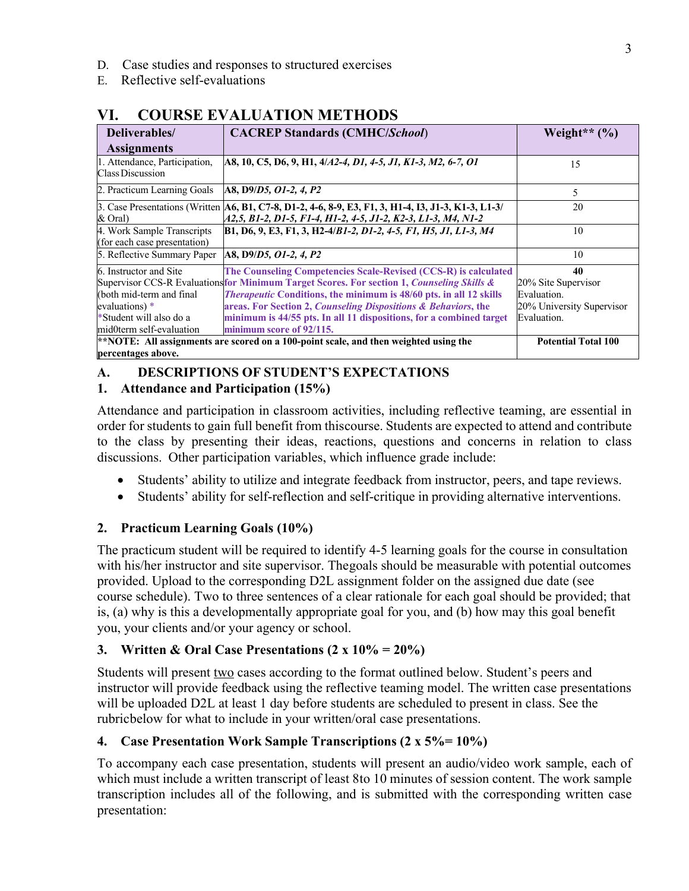D. Case studies and responses to structured exercises
E. Reflective self-evaluations

## VI. COURSE EVALUATION METHODS

| Deliverables/ Assignments | CACREP Standards (CMHC/*School*) | Weight** (%) |
|---|---|---|
| 1. Attendance, Participation, Class Discussion | **A8, 10, C5, D6, 9, H1, 4/*A2-4, D1, 4-5, J1, K1-3, M2, 6-7, O1*** | 15 |
| 2. Practicum Learning Goals | **A8, D9/*D5, O1-2, 4, P2*** | 5 |
| 3. Case Presentations (Written & Oral) | **A6, B1, C7-8, D1-2, 4-6, 8-9, E3, F1, 3, H1-4, I3, J1-3, K1-3, L1-3/ *A2,5, B1-2, D1-5, F1-4, H1-2, 4-5, J1-2, K2-3, L1-3, M4, N1-2*** | 20 |
| 4. Work Sample Transcripts (for each case presentation) | **B1, D6, 9, E3, F1, 3, H2-4/*B1-2, D1-2, 4-5, F1, H5, J1, L1-3, M4*** | 10 |
| 5. Reflective Summary Paper | **A8, D9/*D5, O1-2, 4, P2*** | 10 |
| 6. Instructor and Site Supervisor CCS-R Evaluations (both mid-term and final evaluations) * *Student will also do a mid0term self-evaluation | **The Counseling Competencies Scale-Revised (CCS-R) is calculated for Minimum Target Scores. For section 1, *Counseling Skills & Therapeutic* Conditions, the minimum is 48/60 pts. in all 12 skills areas. For Section 2, *Counseling Dispositions & Behaviors*, the minimum is 44/55 pts. In all 11 dispositions, for a combined target minimum score of 92/115.** | **40** 20% Site Supervisor Evaluation. 20% University Supervisor Evaluation. |
| ****NOTE: All assignments are scored on a 100-point scale, and then weighted using the percentages above.** | | **Potential Total 100** |

### A. DESCRIPTIONS OF STUDENT'S EXPECTATIONS

### 1. Attendance and Participation (15%)

Attendance and participation in classroom activities, including reflective teaming, are essential in order for students to gain full benefit from thiscourse. Students are expected to attend and contribute to the class by presenting their ideas, reactions, questions and concerns in relation to class discussions. Other participation variables, which influence grade include:

- Students' ability to utilize and integrate feedback from instructor, peers, and tape reviews.
- Students' ability for self-reflection and self-critique in providing alternative interventions.

### 2. Practicum Learning Goals (10%)

The practicum student will be required to identify 4-5 learning goals for the course in consultation with his/her instructor and site supervisor. Thegoals should be measurable with potential outcomes provided. Upload to the corresponding D2L assignment folder on the assigned due date (see course schedule). Two to three sentences of a clear rationale for each goal should be provided; that is, (a) why is this a developmentally appropriate goal for you, and (b) how may this goal benefit you, your clients and/or your agency or school.

### 3. Written & Oral Case Presentations (2 x 10% = 20%)

Students will present two cases according to the format outlined below. Student's peers and instructor will provide feedback using the reflective teaming model. The written case presentations will be uploaded D2L at least 1 day before students are scheduled to present in class. See the rubricbelow for what to include in your written/oral case presentations.

### 4. Case Presentation Work Sample Transcriptions (2 x 5%= 10%)

To accompany each case presentation, students will present an audio/video work sample, each of which must include a written transcript of least 8to 10 minutes of session content. The work sample transcription includes all of the following, and is submitted with the corresponding written case presentation: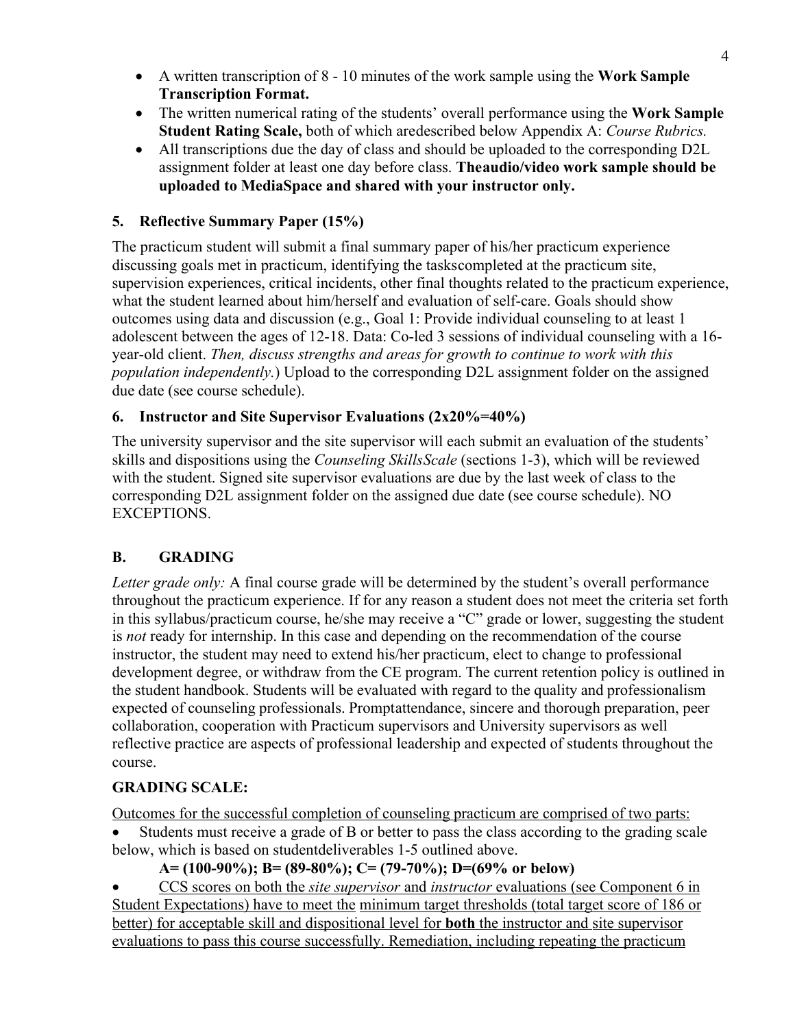- A written transcription of 8 - 10 minutes of the work sample using the **Work Sample Transcription Format.**
- The written numerical rating of the students' overall performance using the **Work Sample Student Rating Scale,** both of which aredescribed below Appendix A: *Course Rubrics.*
- All transcriptions due the day of class and should be uploaded to the corresponding D2L assignment folder at least one day before class. **Theaudio/video work sample should be uploaded to MediaSpace and shared with your instructor only.**

### 5. Reflective Summary Paper (15%)

The practicum student will submit a final summary paper of his/her practicum experience discussing goals met in practicum, identifying the taskscompleted at the practicum site, supervision experiences, critical incidents, other final thoughts related to the practicum experience, what the student learned about him/herself and evaluation of self-care. Goals should show outcomes using data and discussion (e.g., Goal 1: Provide individual counseling to at least 1 adolescent between the ages of 12-18. Data: Co-led 3 sessions of individual counseling with a 16-year-old client. *Then, discuss strengths and areas for growth to continue to work with this population independently.*) Upload to the corresponding D2L assignment folder on the assigned due date (see course schedule).

### 6. Instructor and Site Supervisor Evaluations (2x20%=40%)

The university supervisor and the site supervisor will each submit an evaluation of the students' skills and dispositions using the *Counseling SkillsScale* (sections 1-3), which will be reviewed with the student. Signed site supervisor evaluations are due by the last week of class to the corresponding D2L assignment folder on the assigned due date (see course schedule). NO EXCEPTIONS.

## B. GRADING

*Letter grade only:* A final course grade will be determined by the student's overall performance throughout the practicum experience. If for any reason a student does not meet the criteria set forth in this syllabus/practicum course, he/she may receive a "C" grade or lower, suggesting the student is *not* ready for internship. In this case and depending on the recommendation of the course instructor, the student may need to extend his/her practicum, elect to change to professional development degree, or withdraw from the CE program. The current retention policy is outlined in the student handbook. Students will be evaluated with regard to the quality and professionalism expected of counseling professionals. Promptattendance, sincere and thorough preparation, peer collaboration, cooperation with Practicum supervisors and University supervisors as well reflective practice are aspects of professional leadership and expected of students throughout the course.

**GRADING SCALE:**

<u>Outcomes for the successful completion of counseling practicum are comprised of two parts:</u>

- Students must receive a grade of B or better to pass the class according to the grading scale below, which is based on studentdeliverables 1-5 outlined above.

  **A= (100-90%); B= (89-80%); C= (79-70%); D=(69% or below)**

- <u>CCS scores on both the *site supervisor* and *instructor* evaluations (see Component 6 in Student Expectations) have to meet the minimum target thresholds (total target score of 186 or better) for acceptable skill and dispositional level for **both** the instructor and site supervisor evaluations to pass this course successfully. Remediation, including repeating the practicum</u>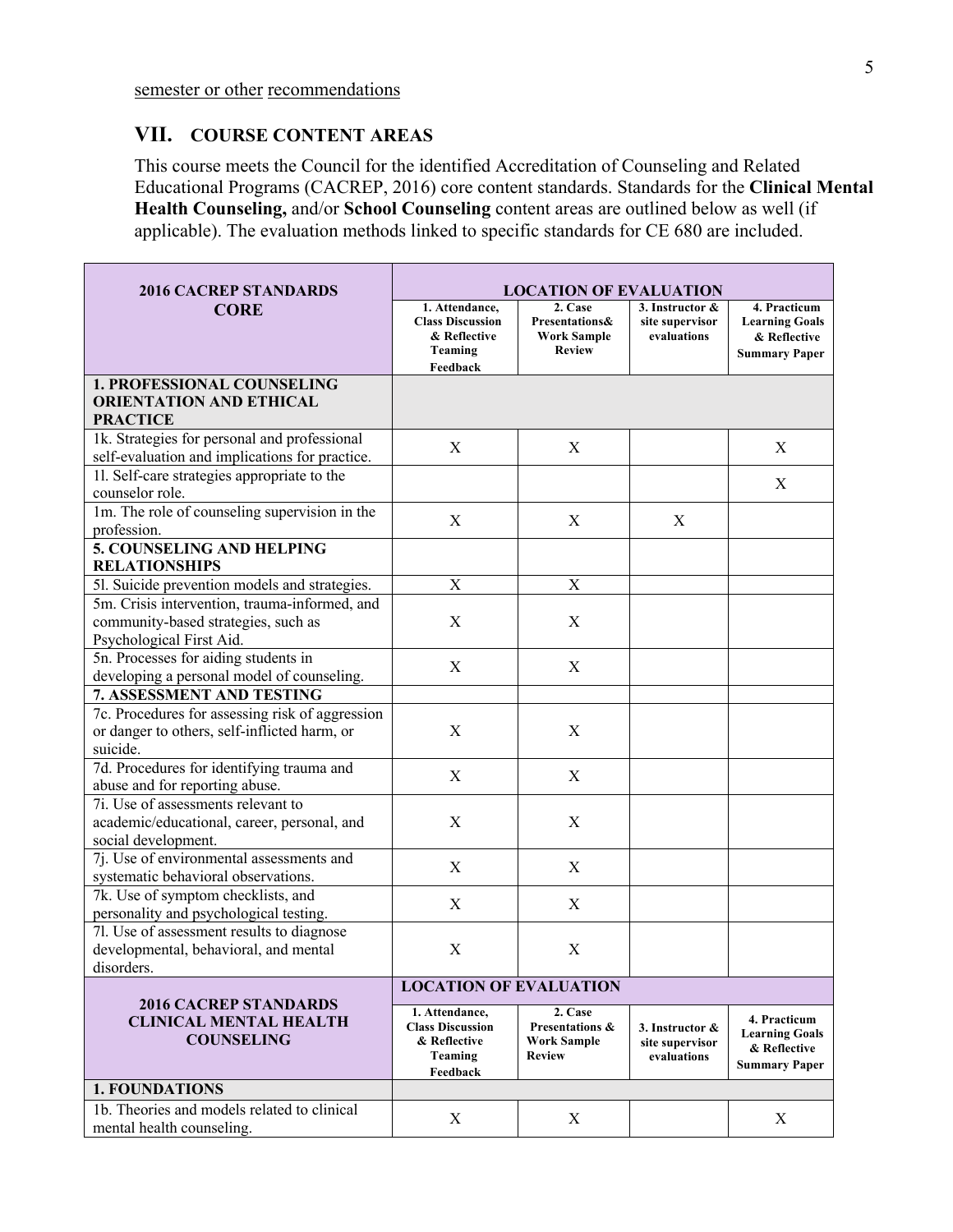semester or other recommendations

## VII. COURSE CONTENT AREAS

This course meets the Council for the identified Accreditation of Counseling and Related Educational Programs (CACREP, 2016) core content standards. Standards for the **Clinical Mental Health Counseling,** and/or **School Counseling** content areas are outlined below as well (if applicable). The evaluation methods linked to specific standards for CE 680 are included.

| 2016 CACREP STANDARDS CORE | LOCATION OF EVALUATION | | | |
|---|---|---|---|---|
| | 1. Attendance, Class Discussion & Reflective Teaming Feedback | 2. Case Presentations& Work Sample Review | 3. Instructor & site supervisor evaluations | 4. Practicum Learning Goals & Reflective Summary Paper |
| **1. PROFESSIONAL COUNSELING ORIENTATION AND ETHICAL PRACTICE** | | | | |
| 1k. Strategies for personal and professional self-evaluation and implications for practice. | X | X | | X |
| 1l. Self-care strategies appropriate to the counselor role. | | | | X |
| 1m. The role of counseling supervision in the profession. | X | X | X | |
| **5. COUNSELING AND HELPING RELATIONSHIPS** | | | | |
| 5l. Suicide prevention models and strategies. | X | X | | |
| 5m. Crisis intervention, trauma-informed, and community-based strategies, such as Psychological First Aid. | X | X | | |
| 5n. Processes for aiding students in developing a personal model of counseling. | X | X | | |
| **7. ASSESSMENT AND TESTING** | | | | |
| 7c. Procedures for assessing risk of aggression or danger to others, self-inflicted harm, or suicide. | X | X | | |
| 7d. Procedures for identifying trauma and abuse and for reporting abuse. | X | X | | |
| 7i. Use of assessments relevant to academic/educational, career, personal, and social development. | X | X | | |
| 7j. Use of environmental assessments and systematic behavioral observations. | X | X | | |
| 7k. Use of symptom checklists, and personality and psychological testing. | X | X | | |
| 7l. Use of assessment results to diagnose developmental, behavioral, and mental disorders. | X | X | | |

| 2016 CACREP STANDARDS CLINICAL MENTAL HEALTH COUNSELING | LOCATION OF EVALUATION | | | |
|---|---|---|---|---|
| | 1. Attendance, Class Discussion & Reflective Teaming Feedback | 2. Case Presentations & Work Sample Review | 3. Instructor & site supervisor evaluations | 4. Practicum Learning Goals & Reflective Summary Paper |
| **1. FOUNDATIONS** | | | | |
| 1b. Theories and models related to clinical mental health counseling. | X | X | | X |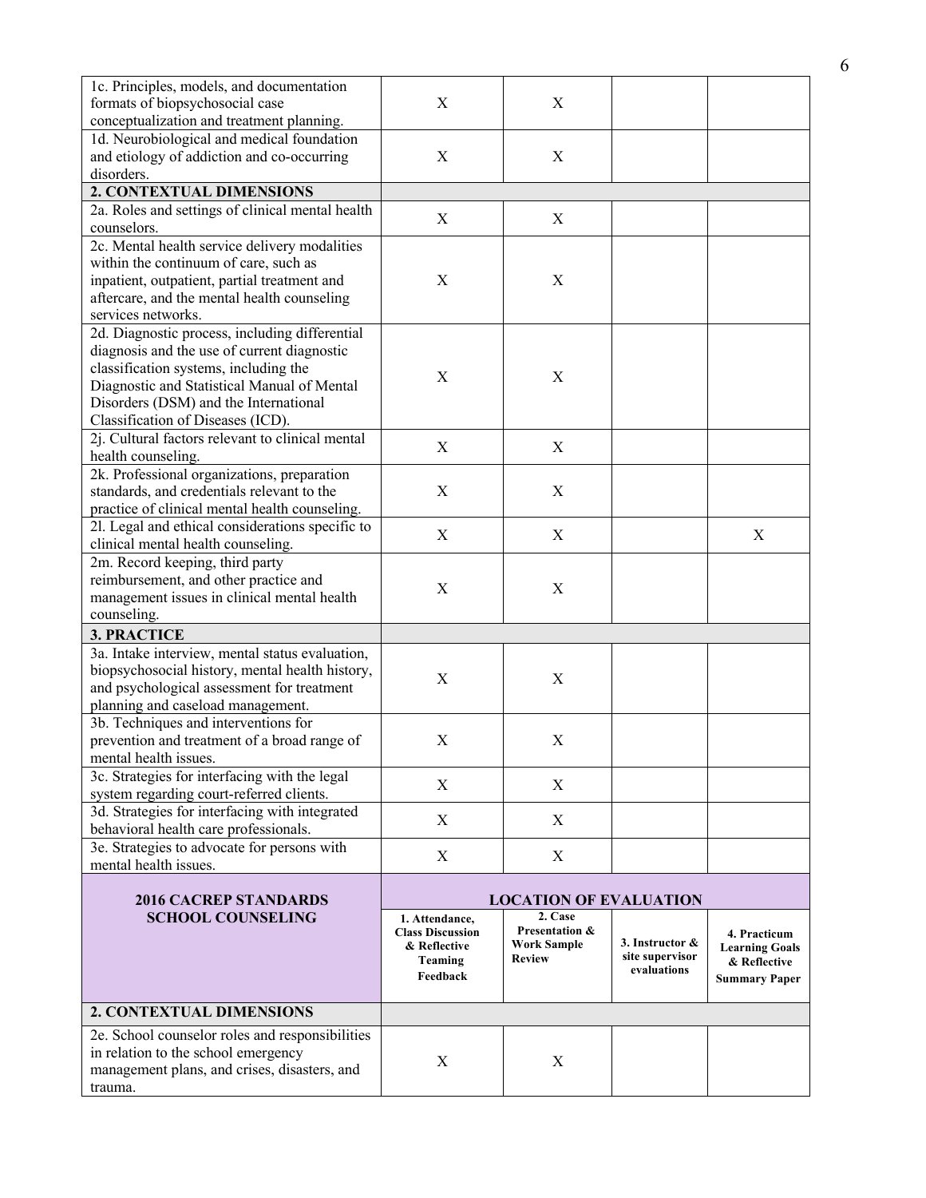| | | | | |
|---|---|---|---|---|
| 1c. Principles, models, and documentation formats of biopsychosocial case conceptualization and treatment planning. | X | X | | |
| 1d. Neurobiological and medical foundation and etiology of addiction and co-occurring disorders. | X | X | | |
| **2. CONTEXTUAL DIMENSIONS** | | | | |
| 2a. Roles and settings of clinical mental health counselors. | X | X | | |
| 2c. Mental health service delivery modalities within the continuum of care, such as inpatient, outpatient, partial treatment and aftercare, and the mental health counseling services networks. | X | X | | |
| 2d. Diagnostic process, including differential diagnosis and the use of current diagnostic classification systems, including the Diagnostic and Statistical Manual of Mental Disorders (DSM) and the International Classification of Diseases (ICD). | X | X | | |
| 2j. Cultural factors relevant to clinical mental health counseling. | X | X | | |
| 2k. Professional organizations, preparation standards, and credentials relevant to the practice of clinical mental health counseling. | X | X | | |
| 2l. Legal and ethical considerations specific to clinical mental health counseling. | X | X | | X |
| 2m. Record keeping, third party reimbursement, and other practice and management issues in clinical mental health counseling. | X | X | | |
| **3. PRACTICE** | | | | |
| 3a. Intake interview, mental status evaluation, biopsychosocial history, mental health history, and psychological assessment for treatment planning and caseload management. | X | X | | |
| 3b. Techniques and interventions for prevention and treatment of a broad range of mental health issues. | X | X | | |
| 3c. Strategies for interfacing with the legal system regarding court-referred clients. | X | X | | |
| 3d. Strategies for interfacing with integrated behavioral health care professionals. | X | X | | |
| 3e. Strategies to advocate for persons with mental health issues. | X | X | | |

| **2016 CACREP STANDARDS SCHOOL COUNSELING** | **LOCATION OF EVALUATION** | | | |
|---|---|---|---|---|
| | **1. Attendance, Class Discussion & Reflective Teaming Feedback** | **2. Case Presentation & Work Sample Review** | **3. Instructor & site supervisor evaluations** | **4. Practicum Learning Goals & Reflective Summary Paper** |
| **2. CONTEXTUAL DIMENSIONS** | | | | |
| 2e. School counselor roles and responsibilities in relation to the school emergency management plans, and crises, disasters, and trauma. | X | X | | |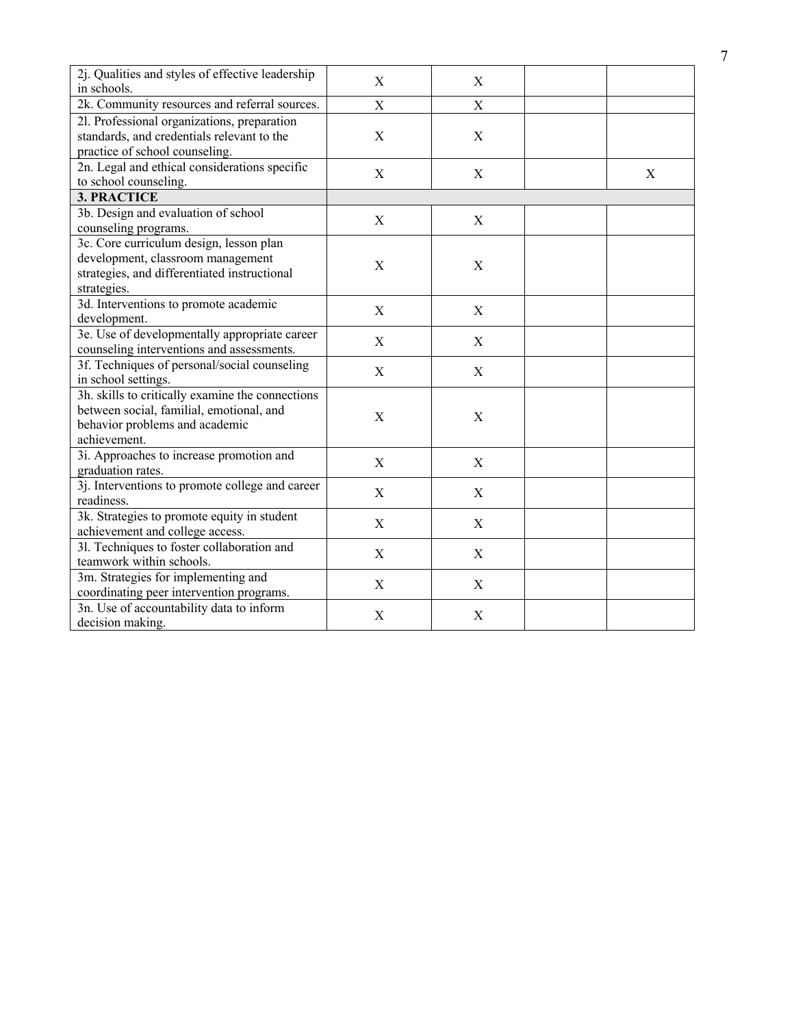| | | | | |
|---|---|---|---|---|
| 2j. Qualities and styles of effective leadership in schools. | X | X | | |
| 2k. Community resources and referral sources. | X | X | | |
| 2l. Professional organizations, preparation standards, and credentials relevant to the practice of school counseling. | X | X | | |
| 2n. Legal and ethical considerations specific to school counseling. | X | X | | X |
| **3. PRACTICE** | | | | |
| 3b. Design and evaluation of school counseling programs. | X | X | | |
| 3c. Core curriculum design, lesson plan development, classroom management strategies, and differentiated instructional strategies. | X | X | | |
| 3d. Interventions to promote academic development. | X | X | | |
| 3e. Use of developmentally appropriate career counseling interventions and assessments. | X | X | | |
| 3f. Techniques of personal/social counseling in school settings. | X | X | | |
| 3h. skills to critically examine the connections between social, familial, emotional, and behavior problems and academic achievement. | X | X | | |
| 3i. Approaches to increase promotion and graduation rates. | X | X | | |
| 3j. Interventions to promote college and career readiness. | X | X | | |
| 3k. Strategies to promote equity in student achievement and college access. | X | X | | |
| 3l. Techniques to foster collaboration and teamwork within schools. | X | X | | |
| 3m. Strategies for implementing and coordinating peer intervention programs. | X | X | | |
| 3n. Use of accountability data to inform decision making. | X | X | | |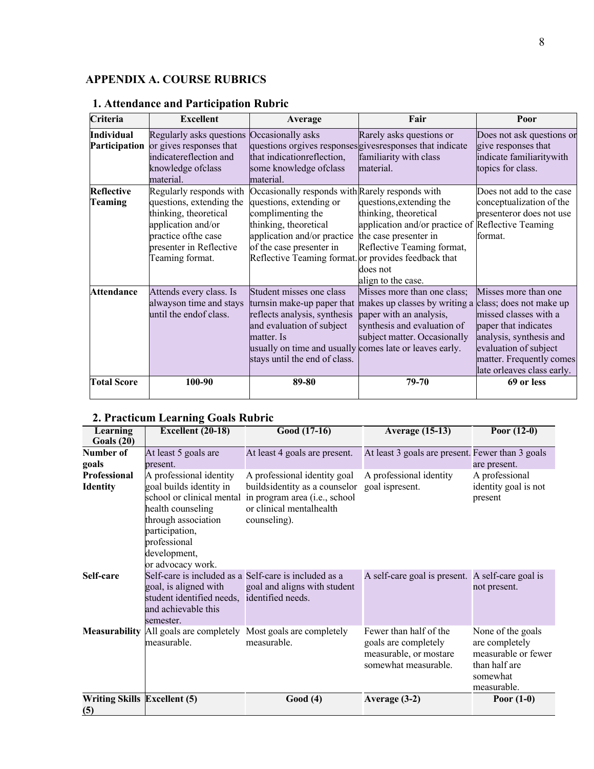## APPENDIX A. COURSE RUBRICS

### 1. Attendance and Participation Rubric

| Criteria | Excellent | Average | Fair | Poor |
|---|---|---|---|---|
| **Individual Participation** | Regularly asks questions or gives responses that indicatereflection and knowledge ofclass material. | Occasionally asks questions orgives responses that indicationreflection, some knowledge ofclass material. | Rarely asks questions or givesresponses that indicate familiarity with class material. | Does not ask questions or give responses that indicate familiaritywith topics for class. |
| **Reflective Teaming** | Regularly responds with questions, extending the thinking, theoretical application and/or practice ofthe case presenter in Reflective Teaming format. | Occasionally responds with questions, extending or complimenting the thinking, theoretical application and/or practice of the case presenter in Reflective Teaming format. | Rarely responds with questions,extending the thinking, theoretical application and/or practice of the case presenter in Reflective Teaming format, or provides feedback that does not align to the case. | Does not add to the case conceptualization of the presenteror does not use Reflective Teaming format. |
| **Attendance** | Attends every class. Is alwayson time and stays until the endof class. | Student misses one class turnsin make-up paper that reflects analysis, synthesis and evaluation of subject matter. Is usually on time and usually stays until the end of class. | Misses more than one class; makes up classes by writing a paper with an analysis, synthesis and evaluation of subject matter. Occasionally comes late or leaves early. | Misses more than one class; does not make up missed classes with a paper that indicates analysis, synthesis and evaluation of subject matter. Frequently comes late orleaves class early. |
| **Total Score** | **100-90** | **89-80** | **79-70** | **69 or less** |

### 2. Practicum Learning Goals Rubric

| Learning Goals (20) | Excellent (20-18) | Good (17-16) | Average (15-13) | Poor (12-0) |
|---|---|---|---|---|
| **Number of goals** | At least 5 goals are present. | At least 4 goals are present. | At least 3 goals are present. | Fewer than 3 goals are present. |
| **Professional Identity** | A professional identity goal builds identity in school or clinical mental health counseling through association participation, professional development, or advocacy work. | A professional identity goal buildsidentity as a counselor in program area (i.e., school or clinical mentalhealth counseling). | A professional identity goal ispresent. | A professional identity goal is not present |
| **Self-care** | Self-care is included as a goal, is aligned with student identified needs, and achievable this semester. | Self-care is included as a goal and aligns with student identified needs. | A self-care goal is present. | A self-care goal is not present. |
| **Measurability** | All goals are completely measurable. | Most goals are completely measurable. | Fewer than half of the goals are completely measurable, or mostare somewhat measurable. | None of the goals are completely measurable or fewer than half are somewhat measurable. |
| **Writing Skills (5)** | **Excellent (5)** | **Good (4)** | **Average (3-2)** | **Poor (1-0)** |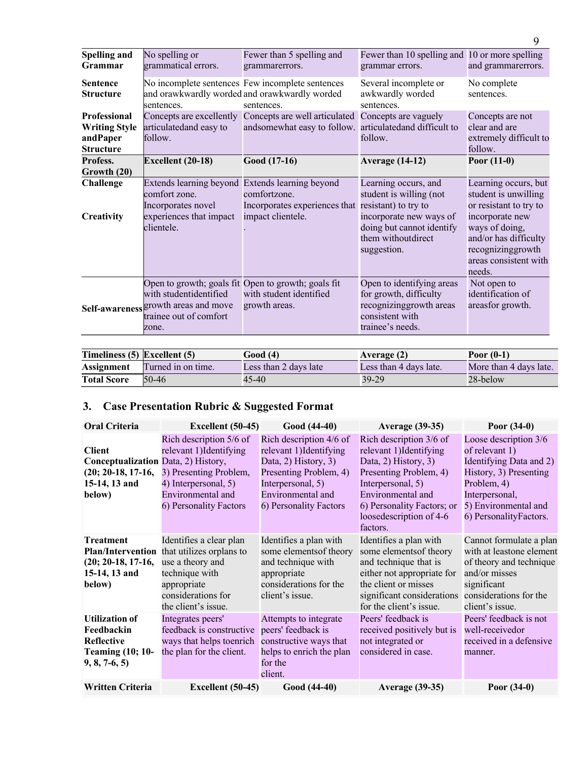| | | | | |
|---|---|---|---|---|
| **Spelling and Grammar** | No spelling or grammatical errors. | Fewer than 5 spelling and grammarerrors. | Fewer than 10 spelling and grammar errors. | 10 or more spelling and grammarerrors. |
| **Sentence Structure** | No incomplete sentences and orawkwardly worded sentences. | Few incomplete sentences and orawkwardly worded sentences. | Several incomplete or awkwardly worded sentences. | No complete sentences. |
| **Professional Writing Style andPaper Structure** | Concepts are excellently articulatedand easy to follow. | Concepts are well articulated andsomewhat easy to follow. | Concepts are vaguely articulatedand difficult to follow. | Concepts are not clear and are extremely difficult to follow. |
| **Profess. Growth (20)** | **Excellent (20-18)** | **Good (17-16)** | **Average (14-12)** | **Poor (11-0)** |
| **Challenge** <br><br> **Creativity** | Extends learning beyond comfort zone. Incorporates novel experiences that impact clientele. | Extends learning beyond comfortzone. Incorporates experiences that impact clientele. . | Learning occurs, and student is willing (not resistant) to try to incorporate new ways of doing but cannot identify them withoutdirect suggestion. | Learning occurs, but student is unwilling or resistant to try to incorporate new ways of doing, and/or has difficulty recognizinggrowth areas consistent with needs. |
| **Self-awareness** | Open to growth; goals fit with studentidentified growth areas and move trainee out of comfort zone. | Open to growth; goals fit with student identified growth areas. | Open to identifying areas for growth, difficulty recognizinggrowth areas consistent with trainee's needs. | Not open to identification of areasfor growth. |

| **Timeliness (5)** | **Excellent (5)** | **Good (4)** | **Average (2)** | **Poor (0-1)** |
|---|---|---|---|---|
| **Assignment** | Turned in on time. | Less than 2 days late | Less than 4 days late. | More than 4 days late. |
| **Total Score** | 50-46 | 45-40 | 39-29 | 28-below |

## 3. Case Presentation Rubric & Suggested Format

| Oral Criteria | Excellent (50-45) | Good (44-40) | Average (39-35) | Poor (34-0) |
|---|---|---|---|---|
| **Client Conceptualization (20; 20-18, 17-16, 15-14, 13 and below)** | Rich description 5/6 of relevant 1)Identifying Data, 2) History, 3) Presenting Problem, 4) Interpersonal, 5) Environmental and 6) Personality Factors | Rich description 4/6 of relevant 1)Identifying Data, 2) History, 3) Presenting Problem, 4) Interpersonal, 5) Environmental and 6) Personality Factors | Rich description 3/6 of relevant 1)Identifying Data, 2) History, 3) Presenting Problem, 4) Interpersonal, 5) Environmental and 6) Personality Factors; or loosedescription of 4-6 factors. | Loose description 3/6 of relevant 1) Identifying Data and 2) History, 3) Presenting Problem, 4) Interpersonal, 5) Environmental and 6) PersonalityFactors. |
| **Treatment Plan/Intervention (20; 20-18, 17-16, 15-14, 13 and below)** | Identifies a clear plan that utilizes orplans to use a theory and technique with appropriate considerations for the client's issue. | Identifies a plan with some elementsof theory and technique with appropriate considerations for the client's issue. | Identifies a plan with some elementsof theory and technique that is either not appropriate for the client or misses significant considerations for the client's issue. | Cannot formulate a plan with at leastone element of theory and technique and/or misses significant considerations for the client's issue. |
| **Utilization of Feedbackin Reflective Teaming (10; 10-9, 8, 7-6, 5)** | Integrates peers' feedback is constructive ways that helps toenrich the plan for the client. | Attempts to integrate peers' feedback is constructive ways that helps to enrich the plan for the client. | Peers' feedback is received positively but is not integrated or considered in case. | Peers' feedback is not well-receivedor received in a defensive manner. |
| **Written Criteria** | **Excellent (50-45)** | **Good (44-40)** | **Average (39-35)** | **Poor (34-0)** |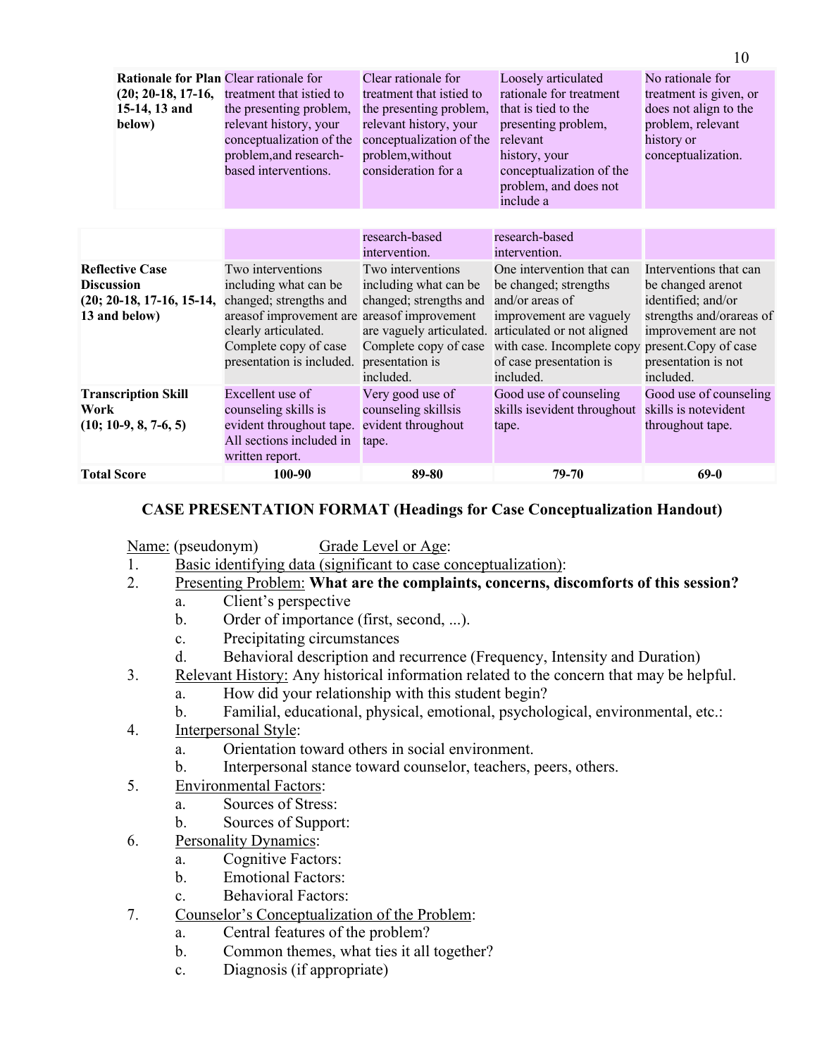| | | | | |
|---|---|---|---|---|
| **Rationale for Plan (20; 20-18, 17-16, 15-14, 13 and below)** | Clear rationale for treatment that istied to the presenting problem, relevant history, your conceptualization of the problem,and research-based interventions. | Clear rationale for treatment that istied to the presenting problem, relevant history, your conceptualization of the problem,without consideration for a research-based intervention. | Loosely articulated rationale for treatment that is tied to the presenting problem, relevant history, your conceptualization of the problem, and does not include a research-based intervention. | No rationale for treatment is given, or does not align to the problem, relevant history or conceptualization. |
| **Reflective Case Discussion (20; 20-18, 17-16, 15-14, 13 and below)** | Two interventions including what can be changed; strengths and areasof improvement are clearly articulated. Complete copy of case presentation is included. | Two interventions including what can be changed; strengths and areasof improvement are vaguely articulated. Complete copy of case presentation is included. | One intervention that can be changed; strengths and/or areas of improvement are vaguely articulated or not aligned with case. Incomplete copy of case presentation is included. | Interventions that can be changed arenot identified; and/or strengths and/orareas of improvement are not present.Copy of case presentation is not included. |
| **Transcription Skill Work (10; 10-9, 8, 7-6, 5)** | Excellent use of counseling skills is evident throughout tape. All sections included in written report. | Very good use of counseling skillsis evident throughout tape. | Good use of counseling skills isevident throughout tape. | Good use of counseling skills is notevident throughout tape. |
| **Total Score** | **100-90** | **89-80** | **79-70** | **69-0** |

## CASE PRESENTATION FORMAT (Headings for Case Conceptualization Handout)

Name: (pseudonym)     Grade Level or Age:

1. Basic identifying data (significant to case conceptualization):
2. Presenting Problem: **What are the complaints, concerns, discomforts of this session?**
   a. Client's perspective
   b. Order of importance (first, second, ...).
   c. Precipitating circumstances
   d. Behavioral description and recurrence (Frequency, Intensity and Duration)
3. Relevant History: Any historical information related to the concern that may be helpful.
   a. How did your relationship with this student begin?
   b. Familial, educational, physical, emotional, psychological, environmental, etc.:
4. Interpersonal Style:
   a. Orientation toward others in social environment.
   b. Interpersonal stance toward counselor, teachers, peers, others.
5. Environmental Factors:
   a. Sources of Stress:
   b. Sources of Support:
6. Personality Dynamics:
   a. Cognitive Factors:
   b. Emotional Factors:
   c. Behavioral Factors:
7. Counselor's Conceptualization of the Problem:
   a. Central features of the problem?
   b. Common themes, what ties it all together?
   c. Diagnosis (if appropriate)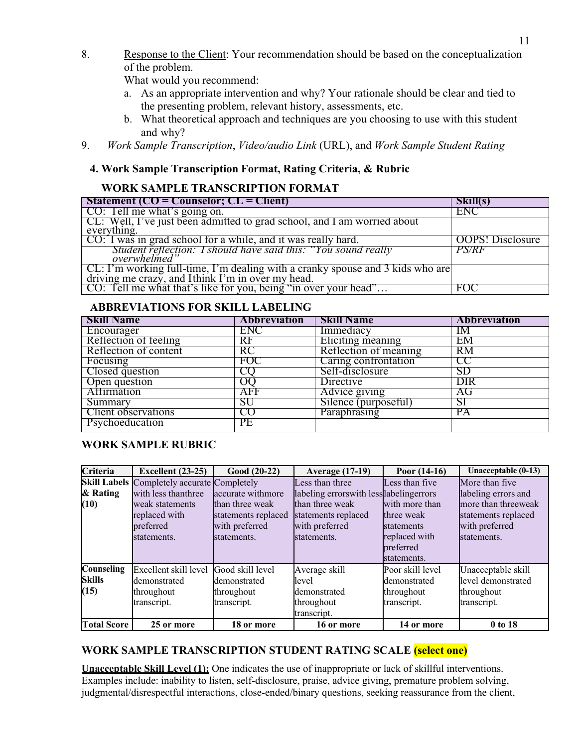8. Response to the Client: Your recommendation should be based on the conceptualization of the problem.
   What would you recommend:
   a. As an appropriate intervention and why? Your rationale should be clear and tied to the presenting problem, relevant history, assessments, etc.
   b. What theoretical approach and techniques are you choosing to use with this student and why?
9. *Work Sample Transcription*, *Video/audio Link* (URL), and *Work Sample Student Rating*

## 4. Work Sample Transcription Format, Rating Criteria, & Rubric

### WORK SAMPLE TRANSCRIPTION FORMAT

| Statement (CO = Counselor; CL = Client) | Skill(s) |
|---|---|
| CO: Tell me what's going on. | ENC |
| CL: Well, I've just been admitted to grad school, and I am worried about everything. | |
| CO: I was in grad school for a while, and it was really hard. | OOPS! Disclosure |
| *Student reflection: I should have said this: "You sound really overwhelmed"* | *PS/RF* |
| CL: I'm working full-time, I'm dealing with a cranky spouse and 3 kids who are driving me crazy, and I think I'm in over my head. | |
| CO: Tell me what that's like for you, being "in over your head"… | FOC |

### ABBREVIATIONS FOR SKILL LABELING

| Skill Name | Abbreviation | Skill Name | Abbreviation |
|---|---|---|---|
| Encourager | ENC | Immediacy | IM |
| Reflection of feeling | RF | Eliciting meaning | EM |
| Reflection of content | RC | Reflection of meaning | RM |
| Focusing | FOC | Caring confrontation | CC |
| Closed question | CQ | Self-disclosure | SD |
| Open question | OQ | Directive | DIR |
| Affirmation | AFF | Advice giving | AG |
| Summary | SU | Silence (purposeful) | SI |
| Client observations | CO | Paraphrasing | PA |
| Psychoeducation | PE | | |

### WORK SAMPLE RUBRIC

| Criteria | Excellent (23-25) | Good (20-22) | Average (17-19) | Poor (14-16) | Unacceptable (0-13) |
|---|---|---|---|---|---|
| **Skill Labels & Rating (10)** | Completely accurate with less thanthree weak statements replaced with preferred statements. | Completely accurate withmore than three weak statements replaced with preferred statements. | Less than three labeling errorswith less than three weak statements replaced with preferred statements. | Less than five labelingerrors with more than three weak statements replaced with preferred statements. | More than five labeling errors and more than threeweak statements replaced with preferred statements. |
| **Counseling Skills (15)** | Excellent skill level demonstrated throughout transcript. | Good skill level demonstrated throughout transcript. | Average skill level demonstrated throughout transcript. | Poor skill level demonstrated throughout transcript. | Unacceptable skill level demonstrated throughout transcript. |
| **Total Score** | **25 or more** | **18 or more** | **16 or more** | **14 or more** | **0 to 18** |

### WORK SAMPLE TRANSCRIPTION STUDENT RATING SCALE (select one)

**Unacceptable Skill Level (1):** One indicates the use of inappropriate or lack of skillful interventions. Examples include: inability to listen, self-disclosure, praise, advice giving, premature problem solving, judgmental/disrespectful interactions, close-ended/binary questions, seeking reassurance from the client,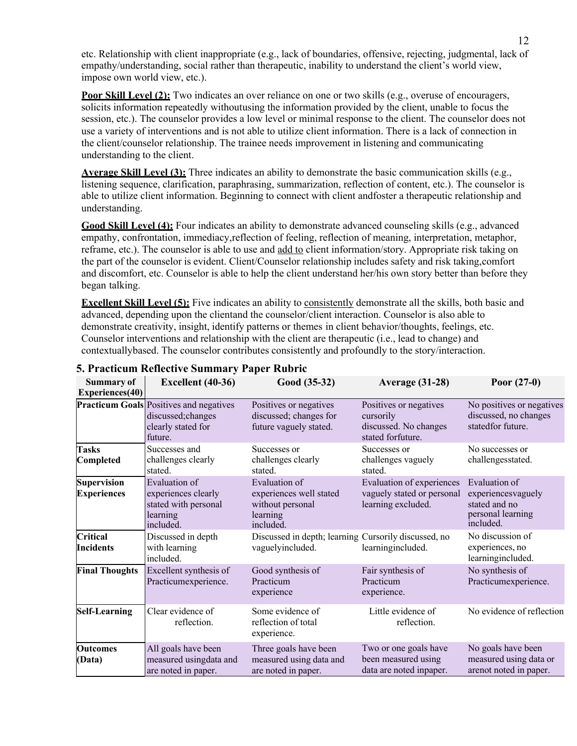etc. Relationship with client inappropriate (e.g., lack of boundaries, offensive, rejecting, judgmental, lack of empathy/understanding, social rather than therapeutic, inability to understand the client's world view, impose own world view, etc.).

**Poor Skill Level (2):** Two indicates an over reliance on one or two skills (e.g., overuse of encouragers, solicits information repeatedly withoutusing the information provided by the client, unable to focus the session, etc.). The counselor provides a low level or minimal response to the client. The counselor does not use a variety of interventions and is not able to utilize client information. There is a lack of connection in the client/counselor relationship. The trainee needs improvement in listening and communicating understanding to the client.

**Average Skill Level (3):** Three indicates an ability to demonstrate the basic communication skills (e.g., listening sequence, clarification, paraphrasing, summarization, reflection of content, etc.). The counselor is able to utilize client information. Beginning to connect with client andfoster a therapeutic relationship and understanding.

**Good Skill Level (4):** Four indicates an ability to demonstrate advanced counseling skills (e.g., advanced empathy, confrontation, immediacy,reflection of feeling, reflection of meaning, interpretation, metaphor, reframe, etc.). The counselor is able to use and add to client information/story. Appropriate risk taking on the part of the counselor is evident. Client/Counselor relationship includes safety and risk taking,comfort and discomfort, etc. Counselor is able to help the client understand her/his own story better than before they began talking.

**Excellent Skill Level (5):** Five indicates an ability to consistently demonstrate all the skills, both basic and advanced, depending upon the clientand the counselor/client interaction. Counselor is also able to demonstrate creativity, insight, identify patterns or themes in client behavior/thoughts, feelings, etc. Counselor interventions and relationship with the client are therapeutic (i.e., lead to change) and contextuallybased. The counselor contributes consistently and profoundly to the story/interaction.

## 5. Practicum Reflective Summary Paper Rubric

| Summary of Experiences(40) | Excellent (40-36) | Good (35-32) | Average (31-28) | Poor (27-0) |
|---|---|---|---|---|
| **Practicum Goals** | Positives and negatives discussed;changes clearly stated for future. | Positives or negatives discussed; changes for future vaguely stated. | Positives or negatives cursorily discussed. No changes stated forfuture. | No positives or negatives discussed, no changes statedfor future. |
| **Tasks Completed** | Successes and challenges clearly stated. | Successes or challenges clearly stated. | Successes or challenges vaguely stated. | No successes or challengesstated. |
| **Supervision Experiences** | Evaluation of experiences clearly stated with personal learning included. | Evaluation of experiences well stated without personal learning included. | Evaluation of experiences vaguely stated or personal learning excluded. | Evaluation of experiencesvaguely stated and no personal learning included. |
| **Critical Incidents** | Discussed in depth with learning included. | Discussed in depth; learning vaguelyincluded. | Cursorily discussed, no learningincluded. | No discussion of experiences, no learningincluded. |
| **Final Thoughts** | Excellent synthesis of Practicumexperience. | Good synthesis of Practicum experience | Fair synthesis of Practicum experience. | No synthesis of Practicumexperience. |
| **Self-Learning** | Clear evidence of reflection. | Some evidence of reflection of total experience. | Little evidence of reflection. | No evidence of reflection |
| **Outcomes (Data)** | All goals have been measured usingdata and are noted in paper. | Three goals have been measured using data and are noted in paper. | Two or one goals have been measured using data are noted inpaper. | No goals have been measured using data or arenot noted in paper. |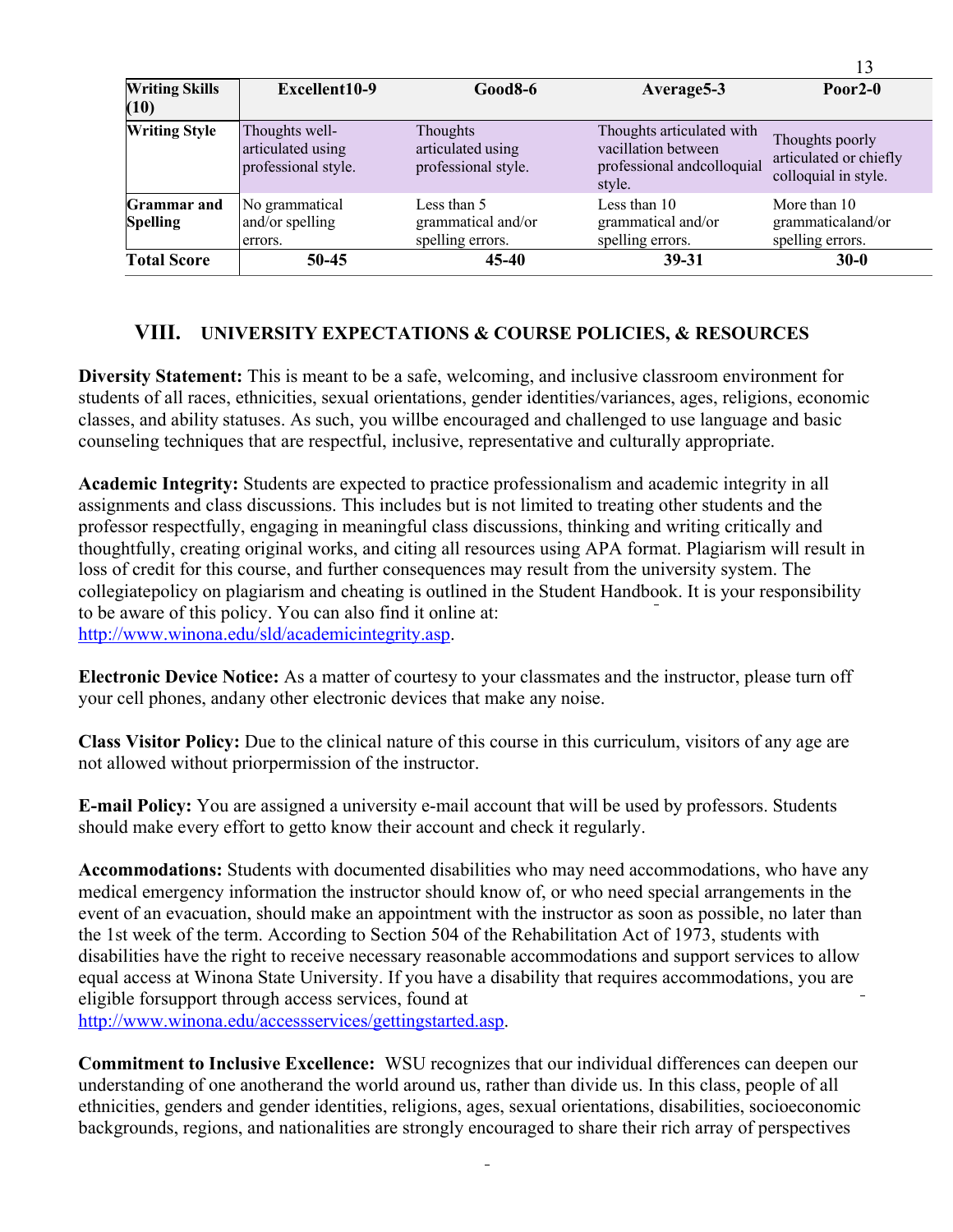| Writing Skills (10) | Excellent10-9 | Good8-6 | Average5-3 | Poor2-0 |
|---|---|---|---|---|
| Writing Style | Thoughts well-articulated using professional style. | Thoughts articulated using professional style. | Thoughts articulated with vacillation between professional andcolloquial style. | Thoughts poorly articulated or chiefly colloquial in style. |
| Grammar and Spelling | No grammatical and/or spelling errors. | Less than 5 grammatical and/or spelling errors. | Less than 10 grammatical and/or spelling errors. | More than 10 grammaticaland/or spelling errors. |
| **Total Score** | **50-45** | **45-40** | **39-31** | **30-0** |

## VIII. UNIVERSITY EXPECTATIONS & COURSE POLICIES, & RESOURCES

**Diversity Statement:** This is meant to be a safe, welcoming, and inclusive classroom environment for students of all races, ethnicities, sexual orientations, gender identities/variances, ages, religions, economic classes, and ability statuses. As such, you willbe encouraged and challenged to use language and basic counseling techniques that are respectful, inclusive, representative and culturally appropriate.

**Academic Integrity:** Students are expected to practice professionalism and academic integrity in all assignments and class discussions. This includes but is not limited to treating other students and the professor respectfully, engaging in meaningful class discussions, thinking and writing critically and thoughtfully, creating original works, and citing all resources using APA format. Plagiarism will result in loss of credit for this course, and further consequences may result from the university system. The collegiatepolicy on plagiarism and cheating is outlined in the Student Handbook. It is your responsibility to be aware of this policy. You can also find it online at: http://www.winona.edu/sld/academicintegrity.asp.

**Electronic Device Notice:** As a matter of courtesy to your classmates and the instructor, please turn off your cell phones, andany other electronic devices that make any noise.

**Class Visitor Policy:** Due to the clinical nature of this course in this curriculum, visitors of any age are not allowed without priorpermission of the instructor.

**E-mail Policy:** You are assigned a university e-mail account that will be used by professors. Students should make every effort to getto know their account and check it regularly.

**Accommodations:** Students with documented disabilities who may need accommodations, who have any medical emergency information the instructor should know of, or who need special arrangements in the event of an evacuation, should make an appointment with the instructor as soon as possible, no later than the 1st week of the term. According to Section 504 of the Rehabilitation Act of 1973, students with disabilities have the right to receive necessary reasonable accommodations and support services to allow equal access at Winona State University. If you have a disability that requires accommodations, you are eligible forsupport through access services, found at http://www.winona.edu/accessservices/gettingstarted.asp.

**Commitment to Inclusive Excellence:** WSU recognizes that our individual differences can deepen our understanding of one anotherand the world around us, rather than divide us. In this class, people of all ethnicities, genders and gender identities, religions, ages, sexual orientations, disabilities, socioeconomic backgrounds, regions, and nationalities are strongly encouraged to share their rich array of perspectives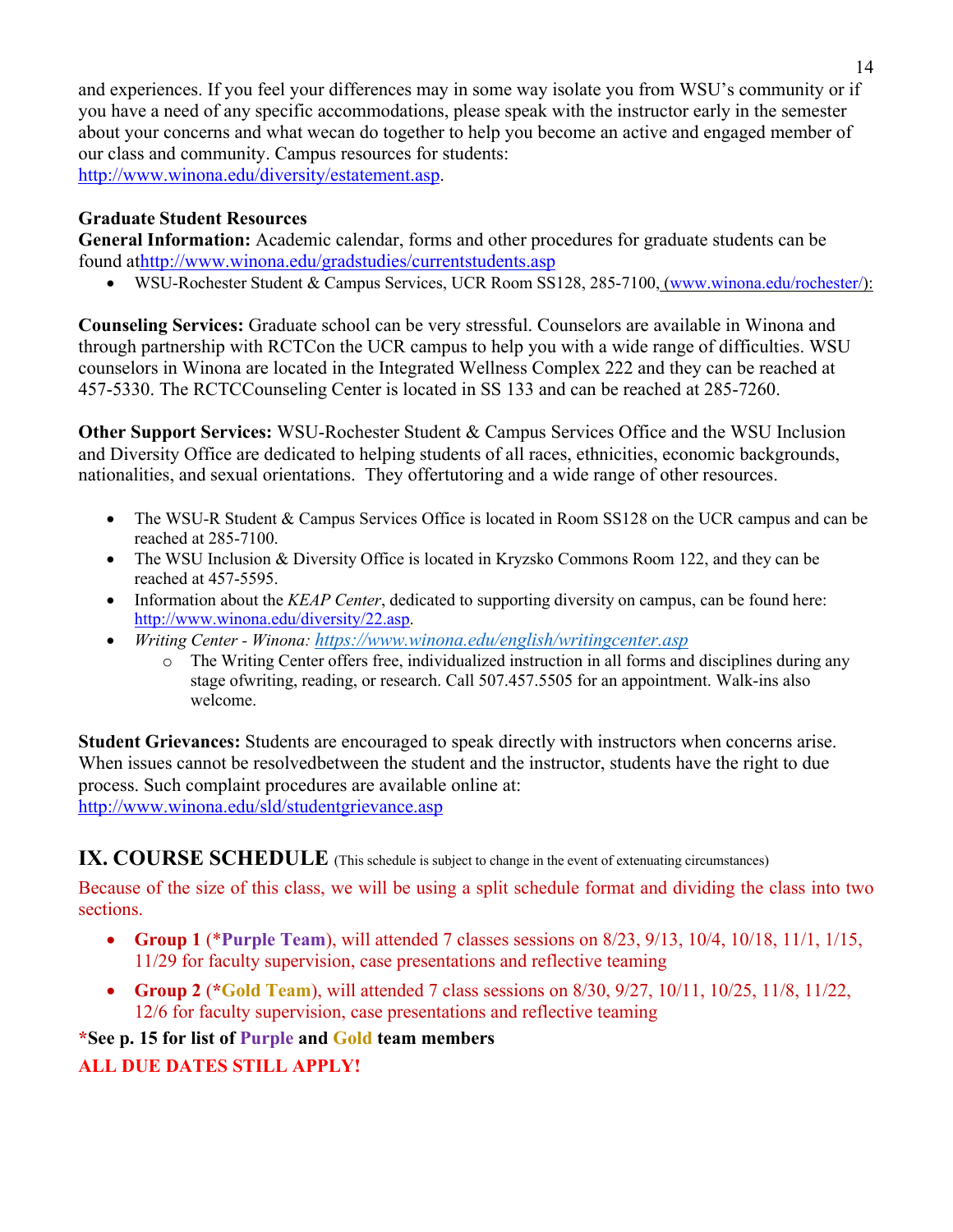and experiences. If you feel your differences may in some way isolate you from WSU's community or if you have a need of any specific accommodations, please speak with the instructor early in the semester about your concerns and what wecan do together to help you become an active and engaged member of our class and community. Campus resources for students: http://www.winona.edu/diversity/estatement.asp.

**Graduate Student Resources**

**General Information:** Academic calendar, forms and other procedures for graduate students can be found athttp://www.winona.edu/gradstudies/currentstudents.asp

- WSU-Rochester Student & Campus Services, UCR Room SS128, 285-7100, (www.winona.edu/rochester/):

**Counseling Services:** Graduate school can be very stressful. Counselors are available in Winona and through partnership with RCTCon the UCR campus to help you with a wide range of difficulties. WSU counselors in Winona are located in the Integrated Wellness Complex 222 and they can be reached at 457-5330. The RCTCCounseling Center is located in SS 133 and can be reached at 285-7260.

**Other Support Services:** WSU-Rochester Student & Campus Services Office and the WSU Inclusion and Diversity Office are dedicated to helping students of all races, ethnicities, economic backgrounds, nationalities, and sexual orientations. They offertutoring and a wide range of other resources.

- The WSU-R Student & Campus Services Office is located in Room SS128 on the UCR campus and can be reached at 285-7100.
- The WSU Inclusion & Diversity Office is located in Kryzsko Commons Room 122, and they can be reached at 457-5595.
- Information about the *KEAP Center*, dedicated to supporting diversity on campus, can be found here: http://www.winona.edu/diversity/22.asp.
- *Writing Center - Winona: https://www.winona.edu/english/writingcenter.asp*
  - The Writing Center offers free, individualized instruction in all forms and disciplines during any stage ofwriting, reading, or research. Call 507.457.5505 for an appointment. Walk-ins also welcome.

**Student Grievances:** Students are encouraged to speak directly with instructors when concerns arise. When issues cannot be resolvedbetween the student and the instructor, students have the right to due process. Such complaint procedures are available online at: http://www.winona.edu/sld/studentgrievance.asp

## IX. COURSE SCHEDULE (This schedule is subject to change in the event of extenuating circumstances)

Because of the size of this class, we will be using a split schedule format and dividing the class into two sections.

- **Group 1** (***Purple Team**), will attended 7 classes sessions on 8/23, 9/13, 10/4, 10/18, 11/1, 1/15, 11/29 for faculty supervision, case presentations and reflective teaming
- **Group 2** (***Gold Team**), will attended 7 class sessions on 8/30, 9/27, 10/11, 10/25, 11/8, 11/22, 12/6 for faculty supervision, case presentations and reflective teaming

***See p. 15 for list of Purple and Gold team members**

**ALL DUE DATES STILL APPLY!**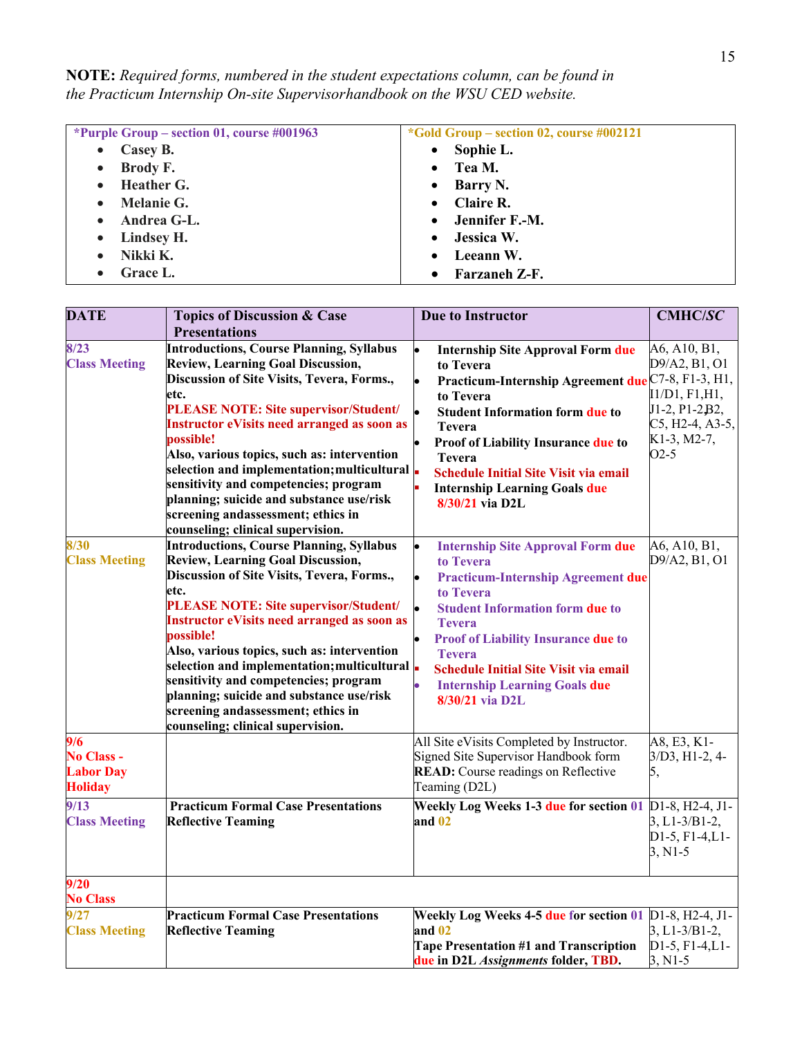**NOTE:** *Required forms, numbered in the student expectations column, can be found in the Practicum Internship On-site Supervisorhandbook on the WSU CED website.*

| *Purple Group – section 01, course #001963 | *Gold Group – section 02, course #002121 |
|---|---|
| • Casey B.<br>• Brody F.<br>• Heather G.<br>• Melanie G.<br>• Andrea G-L.<br>• Lindsey H.<br>• Nikki K.<br>• Grace L. | • Sophie L.<br>• Tea M.<br>• Barry N.<br>• Claire R.<br>• Jennifer F.-M.<br>• Jessica W.<br>• Leeann W.<br>• Farzaneh Z-F. |

| DATE | Topics of Discussion & Case Presentations | Due to Instructor | CMHC/*SC* |
|---|---|---|---|
| 8/23<br>Class Meeting | **Introductions, Course Planning, Syllabus Review, Learning Goal Discussion, Discussion of Site Visits, Tevera, Forms., etc.**<br>**PLEASE NOTE: Site supervisor/Student/ Instructor eVisits need arranged as soon as possible!**<br>**Also, various topics, such as: intervention selection and implementation;multicultural sensitivity and competencies; program planning; suicide and substance use/risk screening andassessment; ethics in counseling; clinical supervision.** | • **Internship Site Approval Form due to Tevera**<br>• **Practicum-Internship Agreement due to Tevera**<br>• **Student Information form due to Tevera**<br>• **Proof of Liability Insurance due to Tevera**<br>▪ **Schedule Initial Site Visit via email**<br>▪ **Internship Learning Goals due 8/30/21 via D2L** | A6, A10, B1, D9/A2, B1, O1 C7-8, F1-3, H1, I1/D1, F1,H1, J1-2, P1-2,B2, C5, H2-4, A3-5, K1-3, M2-7, O2-5 |
| 8/30<br>Class Meeting | **Introductions, Course Planning, Syllabus Review, Learning Goal Discussion, Discussion of Site Visits, Tevera, Forms., etc.**<br>**PLEASE NOTE: Site supervisor/Student/ Instructor eVisits need arranged as soon as possible!**<br>**Also, various topics, such as: intervention selection and implementation;multicultural sensitivity and competencies; program planning; suicide and substance use/risk screening andassessment; ethics in counseling; clinical supervision.** | • **Internship Site Approval Form due to Tevera**<br>• **Practicum-Internship Agreement due to Tevera**<br>• **Student Information form due to Tevera**<br>• **Proof of Liability Insurance due to Tevera**<br>▪ **Schedule Initial Site Visit via email**<br>• **Internship Learning Goals due 8/30/21 via D2L** | A6, A10, B1, D9/A2, B1, O1 |
| 9/6<br>No Class - Labor Day Holiday | | All Site eVisits Completed by Instructor. Signed Site Supervisor Handbook form **READ:** Course readings on Reflective Teaming (D2L) | A8, E3, K1-3/D3, H1-2, 4-5, |
| 9/13<br>Class Meeting | **Practicum Formal Case Presentations Reflective Teaming** | **Weekly Log Weeks 1-3 due for section 01 and 02** | D1-8, H2-4, J1-3, L1-3/B1-2, D1-5, F1-4,L1-3, N1-5 |
| 9/20<br>No Class | | | |
| 9/27<br>Class Meeting | **Practicum Formal Case Presentations Reflective Teaming** | **Weekly Log Weeks 4-5 due for section 01 and 02**<br>**Tape Presentation #1 and Transcription due in D2L *Assignments* folder, TBD.** | D1-8, H2-4, J1-3, L1-3/B1-2, D1-5, F1-4,L1-3, N1-5 |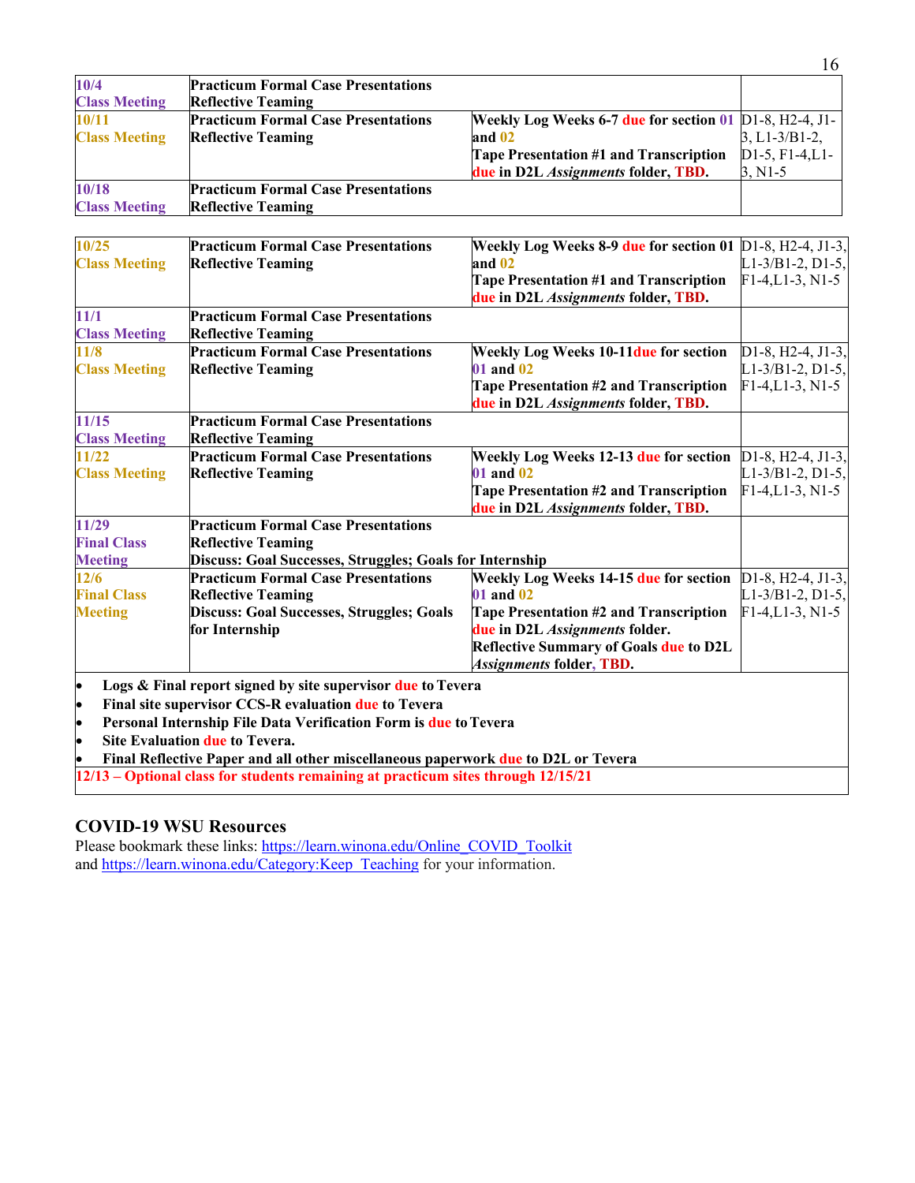| | | | |
|---|---|---|---|
| **10/4** **Class Meeting** | **Practicum Formal Case Presentations** **Reflective Teaming** | | |
| **10/11** **Class Meeting** | **Practicum Formal Case Presentations** **Reflective Teaming** | **Weekly Log Weeks 6-7 due for section 01 and 02** **Tape Presentation #1 and Transcription due in D2L *Assignments* folder, TBD.** | D1-8, H2-4, J1-3, L1-3/B1-2, D1-5, F1-4,L1-3, N1-5 |
| **10/18** **Class Meeting** | **Practicum Formal Case Presentations** **Reflective Teaming** | | |

| | | | |
|---|---|---|---|
| **10/25** **Class Meeting** | **Practicum Formal Case Presentations** **Reflective Teaming** | **Weekly Log Weeks 8-9 due for section 01 and 02** **Tape Presentation #1 and Transcription due in D2L *Assignments* folder, TBD.** | D1-8, H2-4, J1-3, L1-3/B1-2, D1-5, F1-4,L1-3, N1-5 |
| **11/1** **Class Meeting** | **Practicum Formal Case Presentations** **Reflective Teaming** | | |
| **11/8** **Class Meeting** | **Practicum Formal Case Presentations** **Reflective Teaming** | **Weekly Log Weeks 10-11due for section 01 and 02** **Tape Presentation #2 and Transcription due in D2L *Assignments* folder, TBD.** | D1-8, H2-4, J1-3, L1-3/B1-2, D1-5, F1-4,L1-3, N1-5 |
| **11/15** **Class Meeting** | **Practicum Formal Case Presentations** **Reflective Teaming** | | |
| **11/22** **Class Meeting** | **Practicum Formal Case Presentations** **Reflective Teaming** | **Weekly Log Weeks 12-13 due for section 01 and 02** **Tape Presentation #2 and Transcription due in D2L *Assignments* folder, TBD.** | D1-8, H2-4, J1-3, L1-3/B1-2, D1-5, F1-4,L1-3, N1-5 |
| **11/29** **Final Class Meeting** | **Practicum Formal Case Presentations** **Reflective Teaming** **Discuss: Goal Successes, Struggles; Goals for Internship** | | |
| **12/6** **Final Class Meeting** | **Practicum Formal Case Presentations** **Reflective Teaming** **Discuss: Goal Successes, Struggles; Goals for Internship** | **Weekly Log Weeks 14-15 due for section 01 and 02** **Tape Presentation #2 and Transcription due in D2L *Assignments* folder.** **Reflective Summary of Goals due to D2L *Assignments* folder, TBD.** | D1-8, H2-4, J1-3, L1-3/B1-2, D1-5, F1-4,L1-3, N1-5 |

- **Logs & Final report signed by site supervisor due to Tevera**
- **Final site supervisor CCS-R evaluation due to Tevera**
- **Personal Internship File Data Verification Form is due to Tevera**
- **Site Evaluation due to Tevera.**
- **Final Reflective Paper and all other miscellaneous paperwork due to D2L or Tevera**

**12/13 – Optional class for students remaining at practicum sites through 12/15/21**

### COVID-19 WSU Resources

Please bookmark these links: https://learn.winona.edu/Online_COVID_Toolkit and https://learn.winona.edu/Category:Keep_Teaching for your information.